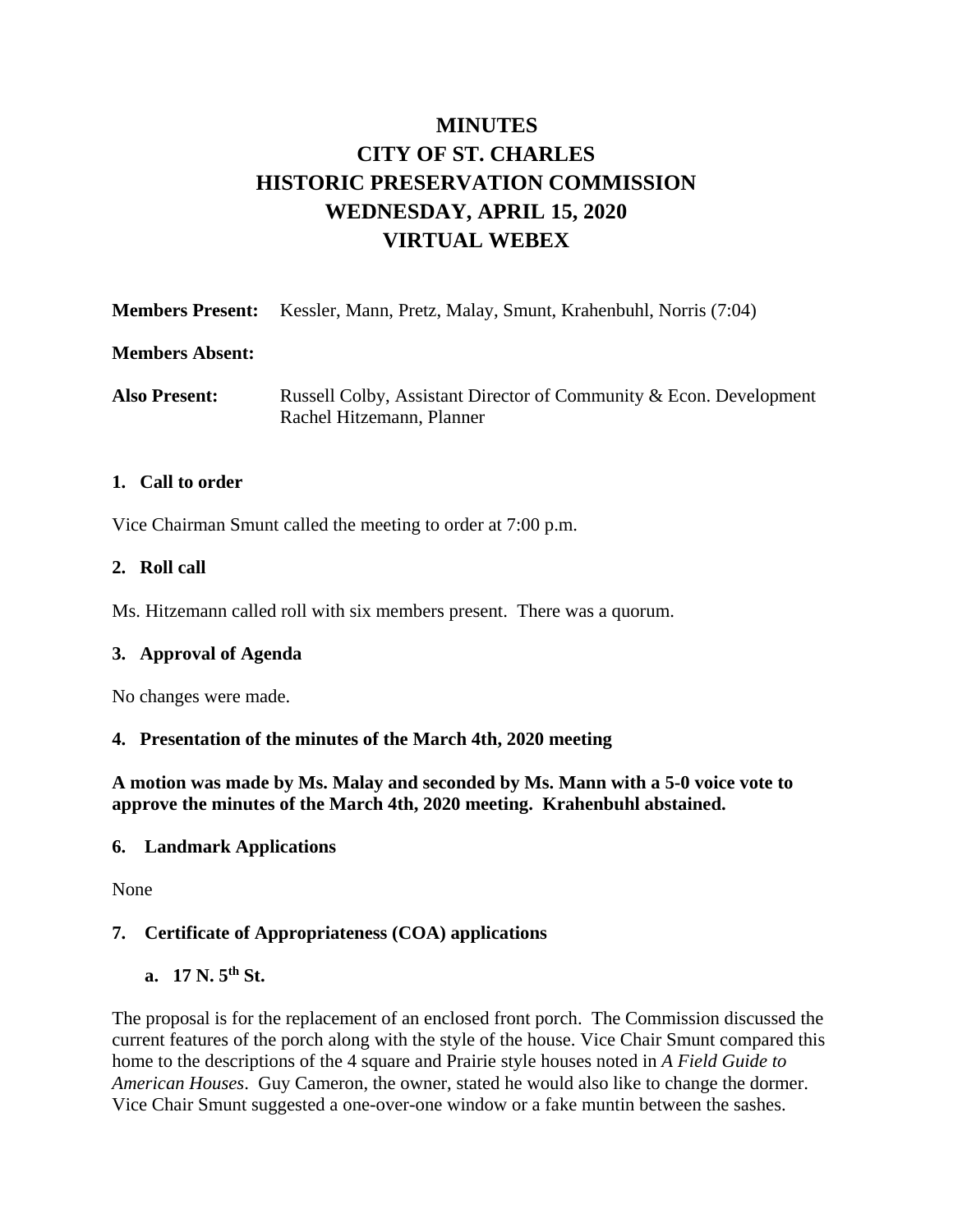# MINUTES
# CITY OF ST. CHARLES
# HISTORIC PRESERVATION COMMISSION
# WEDNESDAY, APRIL 15, 2020
# VIRTUAL WEBEX

**Members Present:** Kessler, Mann, Pretz, Malay, Smunt, Krahenbuhl, Norris (7:04)

**Members Absent:**

**Also Present:** Russell Colby, Assistant Director of Community & Econ. Development
Rachel Hitzemann, Planner

### 1. Call to order

Vice Chairman Smunt called the meeting to order at 7:00 p.m.

### 2. Roll call

Ms. Hitzemann called roll with six members present. There was a quorum.

### 3. Approval of Agenda

No changes were made.

### 4. Presentation of the minutes of the March 4th, 2020 meeting

**A motion was made by Ms. Malay and seconded by Ms. Mann with a 5-0 voice vote to approve the minutes of the March 4th, 2020 meeting. Krahenbuhl abstained.**

### 6. Landmark Applications

None

### 7. Certificate of Appropriateness (COA) applications

#### a. 17 N. 5th St.

The proposal is for the replacement of an enclosed front porch. The Commission discussed the current features of the porch along with the style of the house. Vice Chair Smunt compared this home to the descriptions of the 4 square and Prairie style houses noted in *A Field Guide to American Houses*. Guy Cameron, the owner, stated he would also like to change the dormer. Vice Chair Smunt suggested a one-over-one window or a fake muntin between the sashes.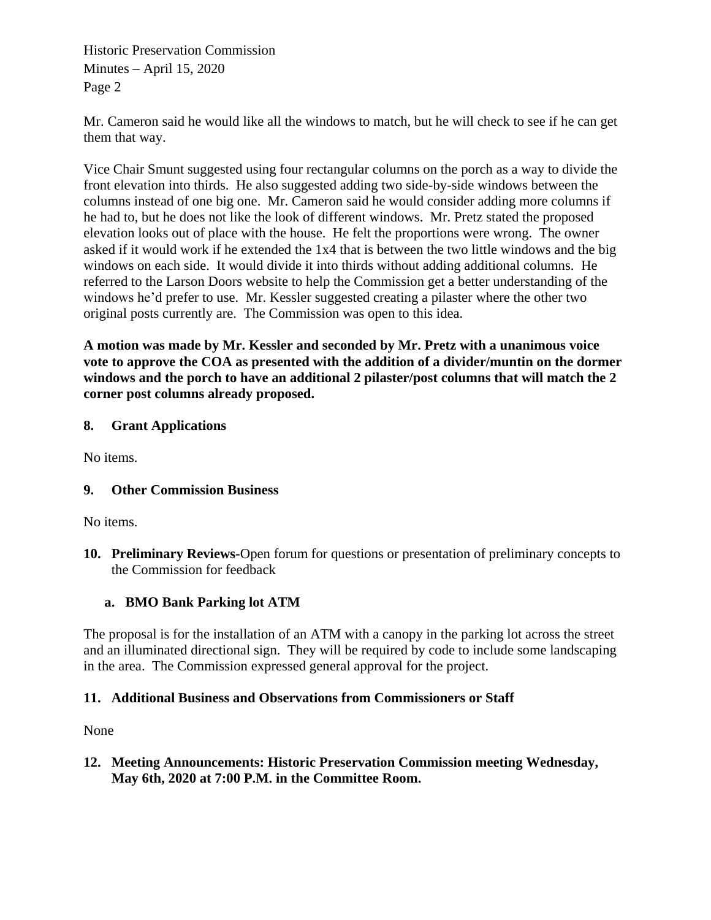Mr. Cameron said he would like all the windows to match, but he will check to see if he can get them that way.

Vice Chair Smunt suggested using four rectangular columns on the porch as a way to divide the front elevation into thirds. He also suggested adding two side-by-side windows between the columns instead of one big one. Mr. Cameron said he would consider adding more columns if he had to, but he does not like the look of different windows. Mr. Pretz stated the proposed elevation looks out of place with the house. He felt the proportions were wrong. The owner asked if it would work if he extended the 1x4 that is between the two little windows and the big windows on each side. It would divide it into thirds without adding additional columns. He referred to the Larson Doors website to help the Commission get a better understanding of the windows he'd prefer to use. Mr. Kessler suggested creating a pilaster where the other two original posts currently are. The Commission was open to this idea.

**A motion was made by Mr. Kessler and seconded by Mr. Pretz with a unanimous voice vote to approve the COA as presented with the addition of a divider/muntin on the dormer windows and the porch to have an additional 2 pilaster/post columns that will match the 2 corner post columns already proposed.**

**8. Grant Applications**

No items.

**9. Other Commission Business**

No items.

**10. Preliminary Reviews**-Open forum for questions or presentation of preliminary concepts to the Commission for feedback

**a. BMO Bank Parking lot ATM**

The proposal is for the installation of an ATM with a canopy in the parking lot across the street and an illuminated directional sign. They will be required by code to include some landscaping in the area. The Commission expressed general approval for the project.

**11. Additional Business and Observations from Commissioners or Staff**

None

**12. Meeting Announcements: Historic Preservation Commission meeting Wednesday, May 6th, 2020 at 7:00 P.M. in the Committee Room.**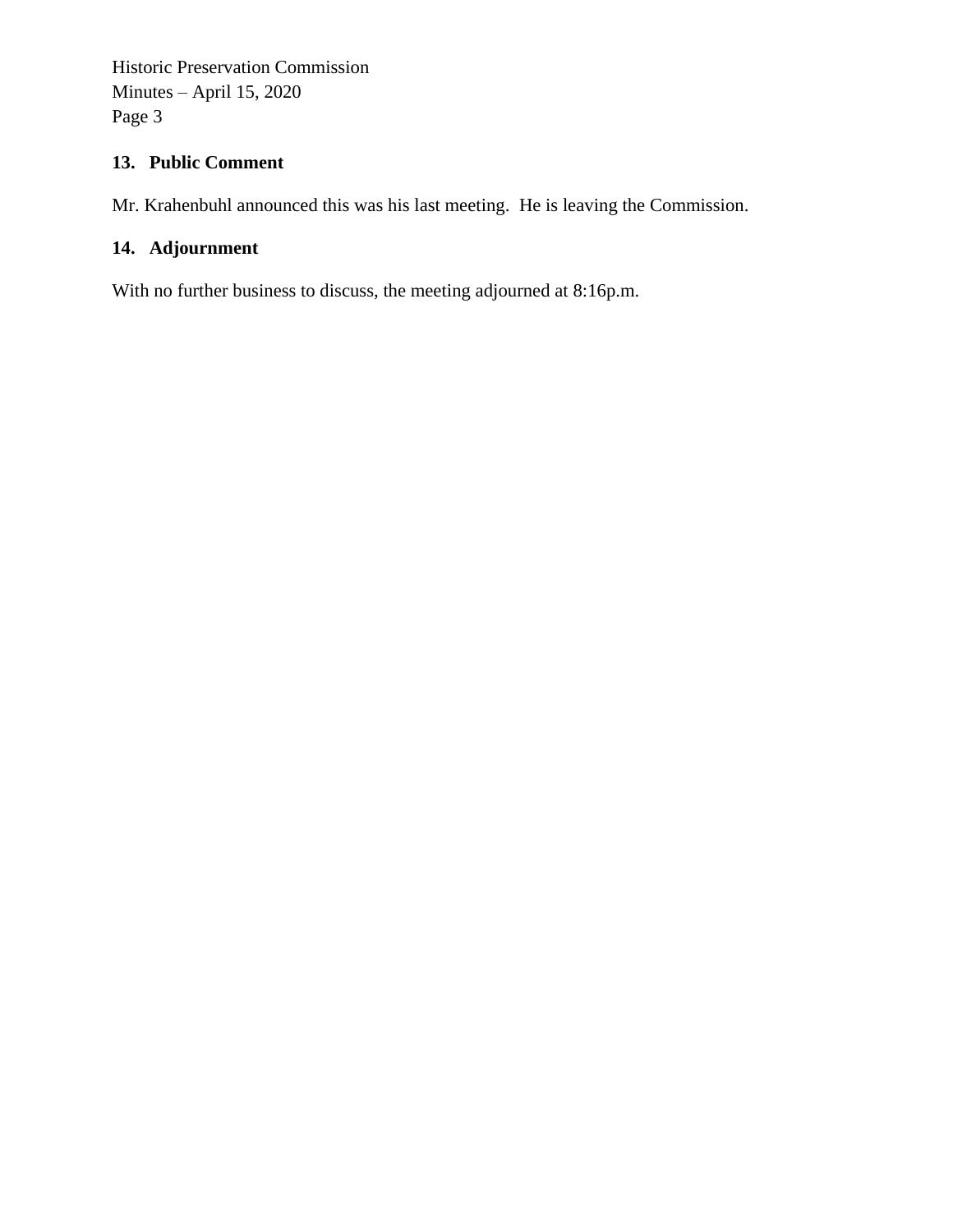## 13. Public Comment

Mr. Krahenbuhl announced this was his last meeting. He is leaving the Commission.

## 14. Adjournment

With no further business to discuss, the meeting adjourned at 8:16p.m.